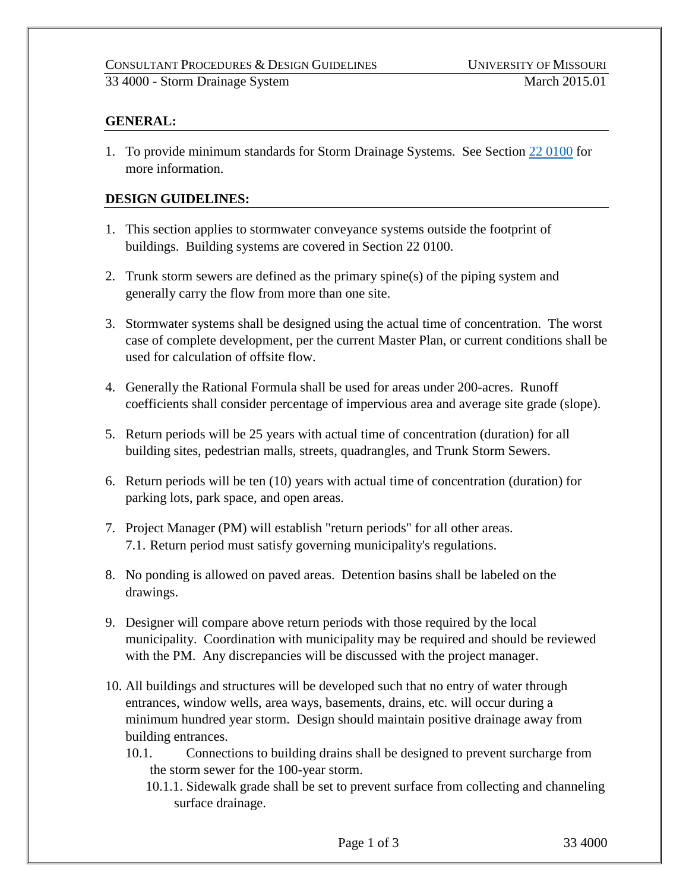## GENERAL:

1. To provide minimum standards for Storm Drainage Systems. See Section 22 0100 for more information.

## DESIGN GUIDELINES:

1. This section applies to stormwater conveyance systems outside the footprint of buildings. Building systems are covered in Section 22 0100.

2. Trunk storm sewers are defined as the primary spine(s) of the piping system and generally carry the flow from more than one site.

3. Stormwater systems shall be designed using the actual time of concentration. The worst case of complete development, per the current Master Plan, or current conditions shall be used for calculation of offsite flow.

4. Generally the Rational Formula shall be used for areas under 200-acres. Runoff coefficients shall consider percentage of impervious area and average site grade (slope).

5. Return periods will be 25 years with actual time of concentration (duration) for all building sites, pedestrian malls, streets, quadrangles, and Trunk Storm Sewers.

6. Return periods will be ten (10) years with actual time of concentration (duration) for parking lots, park space, and open areas.

7. Project Manager (PM) will establish "return periods" for all other areas.
   7.1. Return period must satisfy governing municipality's regulations.

8. No ponding is allowed on paved areas. Detention basins shall be labeled on the drawings.

9. Designer will compare above return periods with those required by the local municipality. Coordination with municipality may be required and should be reviewed with the PM. Any discrepancies will be discussed with the project manager.

10. All buildings and structures will be developed such that no entry of water through entrances, window wells, area ways, basements, drains, etc. will occur during a minimum hundred year storm. Design should maintain positive drainage away from building entrances.
    10.1. Connections to building drains shall be designed to prevent surcharge from the storm sewer for the 100-year storm.
        10.1.1. Sidewalk grade shall be set to prevent surface from collecting and channeling surface drainage.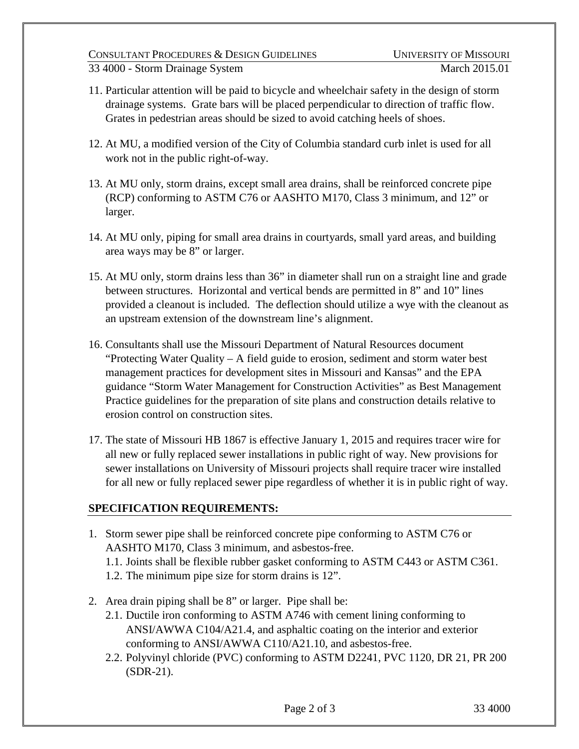11. Particular attention will be paid to bicycle and wheelchair safety in the design of storm drainage systems. Grate bars will be placed perpendicular to direction of traffic flow. Grates in pedestrian areas should be sized to avoid catching heels of shoes.

12. At MU, a modified version of the City of Columbia standard curb inlet is used for all work not in the public right-of-way.

13. At MU only, storm drains, except small area drains, shall be reinforced concrete pipe (RCP) conforming to ASTM C76 or AASHTO M170, Class 3 minimum, and 12" or larger.

14. At MU only, piping for small area drains in courtyards, small yard areas, and building area ways may be 8" or larger.

15. At MU only, storm drains less than 36" in diameter shall run on a straight line and grade between structures. Horizontal and vertical bends are permitted in 8" and 10" lines provided a cleanout is included. The deflection should utilize a wye with the cleanout as an upstream extension of the downstream line's alignment.

16. Consultants shall use the Missouri Department of Natural Resources document "Protecting Water Quality – A field guide to erosion, sediment and storm water best management practices for development sites in Missouri and Kansas" and the EPA guidance "Storm Water Management for Construction Activities" as Best Management Practice guidelines for the preparation of site plans and construction details relative to erosion control on construction sites.

17. The state of Missouri HB 1867 is effective January 1, 2015 and requires tracer wire for all new or fully replaced sewer installations in public right of way. New provisions for sewer installations on University of Missouri projects shall require tracer wire installed for all new or fully replaced sewer pipe regardless of whether it is in public right of way.

## SPECIFICATION REQUIREMENTS:

1. Storm sewer pipe shall be reinforced concrete pipe conforming to ASTM C76 or AASHTO M170, Class 3 minimum, and asbestos-free.
   1.1. Joints shall be flexible rubber gasket conforming to ASTM C443 or ASTM C361.
   1.2. The minimum pipe size for storm drains is 12".

2. Area drain piping shall be 8" or larger. Pipe shall be:
   2.1. Ductile iron conforming to ASTM A746 with cement lining conforming to ANSI/AWWA C104/A21.4, and asphaltic coating on the interior and exterior conforming to ANSI/AWWA C110/A21.10, and asbestos-free.
   2.2. Polyvinyl chloride (PVC) conforming to ASTM D2241, PVC 1120, DR 21, PR 200 (SDR-21).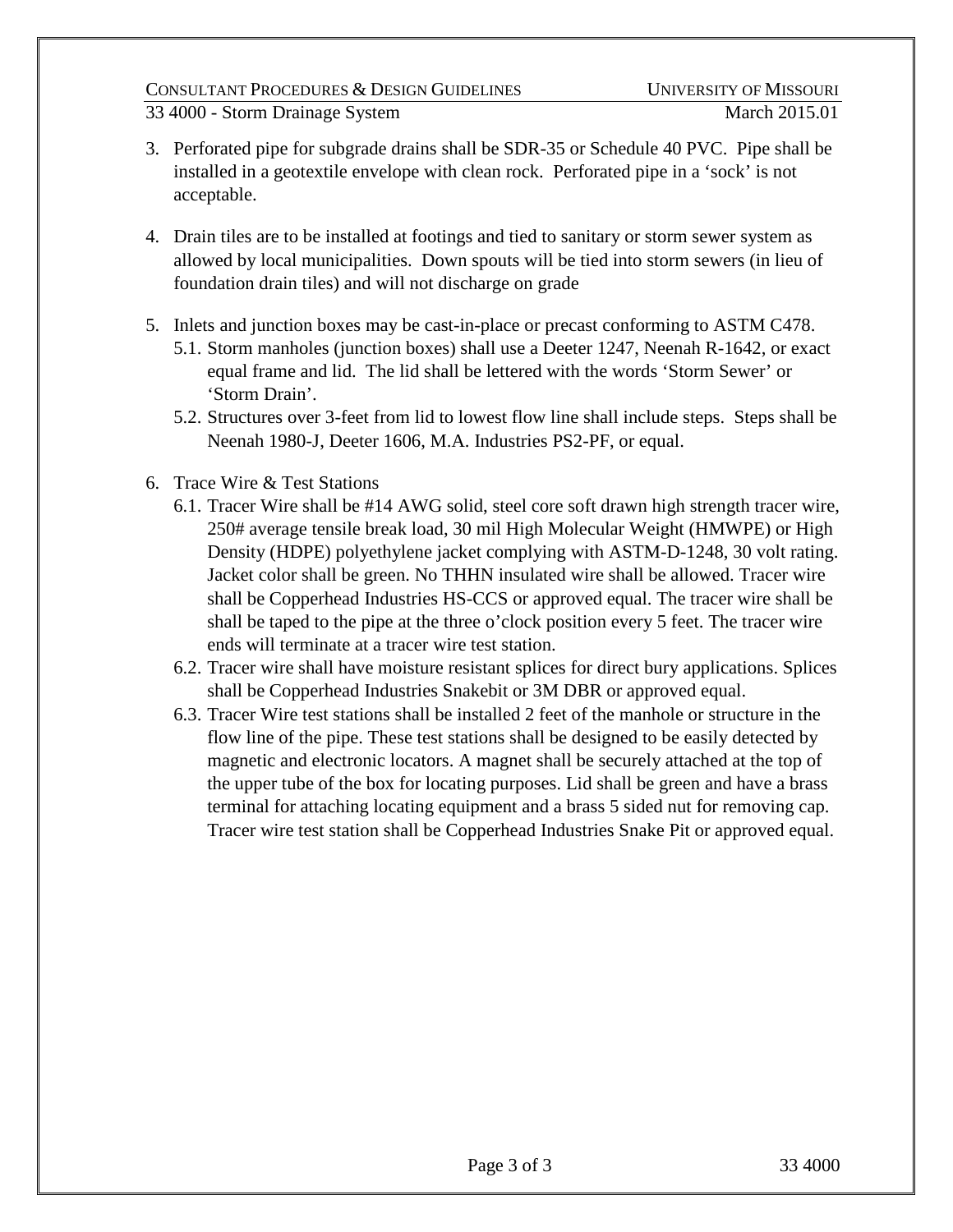3. Perforated pipe for subgrade drains shall be SDR-35 or Schedule 40 PVC. Pipe shall be installed in a geotextile envelope with clean rock. Perforated pipe in a 'sock' is not acceptable.

4. Drain tiles are to be installed at footings and tied to sanitary or storm sewer system as allowed by local municipalities. Down spouts will be tied into storm sewers (in lieu of foundation drain tiles) and will not discharge on grade

5. Inlets and junction boxes may be cast-in-place or precast conforming to ASTM C478.
   5.1. Storm manholes (junction boxes) shall use a Deeter 1247, Neenah R-1642, or exact equal frame and lid. The lid shall be lettered with the words 'Storm Sewer' or 'Storm Drain'.
   5.2. Structures over 3-feet from lid to lowest flow line shall include steps. Steps shall be Neenah 1980-J, Deeter 1606, M.A. Industries PS2-PF, or equal.

6. Trace Wire & Test Stations
   6.1. Tracer Wire shall be #14 AWG solid, steel core soft drawn high strength tracer wire, 250# average tensile break load, 30 mil High Molecular Weight (HMWPE) or High Density (HDPE) polyethylene jacket complying with ASTM-D-1248, 30 volt rating. Jacket color shall be green. No THHN insulated wire shall be allowed. Tracer wire shall be Copperhead Industries HS-CCS or approved equal. The tracer wire shall be shall be taped to the pipe at the three o'clock position every 5 feet. The tracer wire ends will terminate at a tracer wire test station.
   6.2. Tracer wire shall have moisture resistant splices for direct bury applications. Splices shall be Copperhead Industries Snakebit or 3M DBR or approved equal.
   6.3. Tracer Wire test stations shall be installed 2 feet of the manhole or structure in the flow line of the pipe. These test stations shall be designed to be easily detected by magnetic and electronic locators. A magnet shall be securely attached at the top of the upper tube of the box for locating purposes. Lid shall be green and have a brass terminal for attaching locating equipment and a brass 5 sided nut for removing cap. Tracer wire test station shall be Copperhead Industries Snake Pit or approved equal.